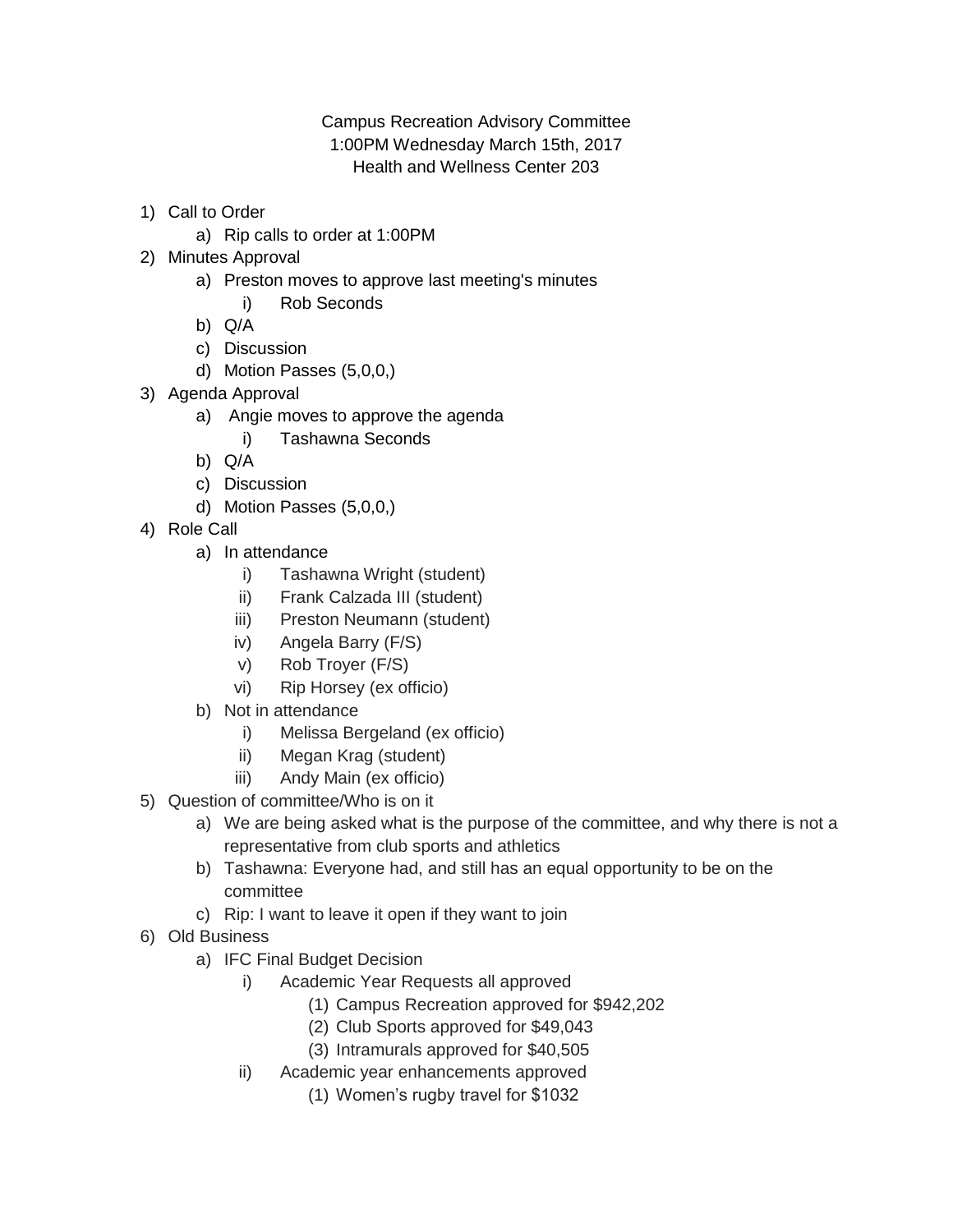Campus Recreation Advisory Committee
1:00PM Wednesday March 15th, 2017
Health and Wellness Center 203

1) Call to Order
    a) Rip calls to order at 1:00PM
2) Minutes Approval
    a) Preston moves to approve last meeting's minutes
        i) Rob Seconds
    b) Q/A
    c) Discussion
    d) Motion Passes (5,0,0,)
3) Agenda Approval
    a) Angie moves to approve the agenda
        i) Tashawna Seconds
    b) Q/A
    c) Discussion
    d) Motion Passes (5,0,0,)
4) Role Call
    a) In attendance
        i) Tashawna Wright (student)
        ii) Frank Calzada III (student)
        iii) Preston Neumann (student)
        iv) Angela Barry (F/S)
        v) Rob Troyer (F/S)
        vi) Rip Horsey (ex officio)
    b) Not in attendance
        i) Melissa Bergeland (ex officio)
        ii) Megan Krag (student)
        iii) Andy Main (ex officio)
5) Question of committee/Who is on it
    a) We are being asked what is the purpose of the committee, and why there is not a representative from club sports and athletics
    b) Tashawna: Everyone had, and still has an equal opportunity to be on the committee
    c) Rip: I want to leave it open if they want to join
6) Old Business
    a) IFC Final Budget Decision
        i) Academic Year Requests all approved
            (1) Campus Recreation approved for $942,202
            (2) Club Sports approved for $49,043
            (3) Intramurals approved for $40,505
        ii) Academic year enhancements approved
            (1) Women's rugby travel for $1032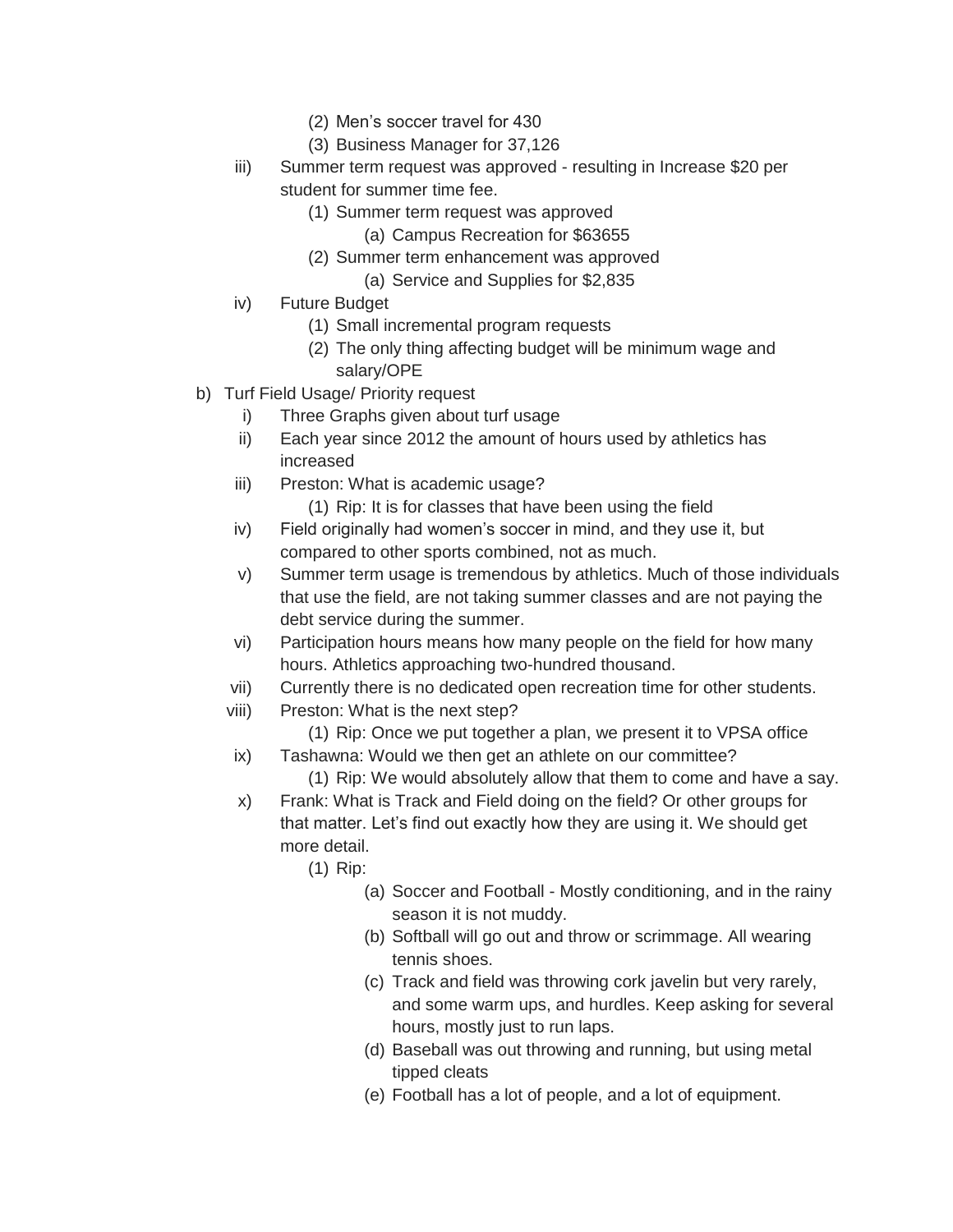- (2) Men's soccer travel for 430
        - (3) Business Manager for 37,126
    - iii) Summer term request was approved - resulting in Increase $20 per student for summer time fee.
        - (1) Summer term request was approved
            - (a) Campus Recreation for $63655
        - (2) Summer term enhancement was approved
            - (a) Service and Supplies for $2,835
    - iv) Future Budget
        - (1) Small incremental program requests
        - (2) The only thing affecting budget will be minimum wage and salary/OPE
- b) Turf Field Usage/ Priority request
    - i) Three Graphs given about turf usage
    - ii) Each year since 2012 the amount of hours used by athletics has increased
    - iii) Preston: What is academic usage?
        - (1) Rip: It is for classes that have been using the field
    - iv) Field originally had women's soccer in mind, and they use it, but compared to other sports combined, not as much.
    - v) Summer term usage is tremendous by athletics. Much of those individuals that use the field, are not taking summer classes and are not paying the debt service during the summer.
    - vi) Participation hours means how many people on the field for how many hours. Athletics approaching two-hundred thousand.
    - vii) Currently there is no dedicated open recreation time for other students.
    - viii) Preston: What is the next step?
        - (1) Rip: Once we put together a plan, we present it to VPSA office
    - ix) Tashawna: Would we then get an athlete on our committee?
        - (1) Rip: We would absolutely allow that them to come and have a say.
    - x) Frank: What is Track and Field doing on the field? Or other groups for that matter. Let's find out exactly how they are using it. We should get more detail.
        - (1) Rip:
            - (a) Soccer and Football - Mostly conditioning, and in the rainy season it is not muddy.
            - (b) Softball will go out and throw or scrimmage. All wearing tennis shoes.
            - (c) Track and field was throwing cork javelin but very rarely, and some warm ups, and hurdles. Keep asking for several hours, mostly just to run laps.
            - (d) Baseball was out throwing and running, but using metal tipped cleats
            - (e) Football has a lot of people, and a lot of equipment.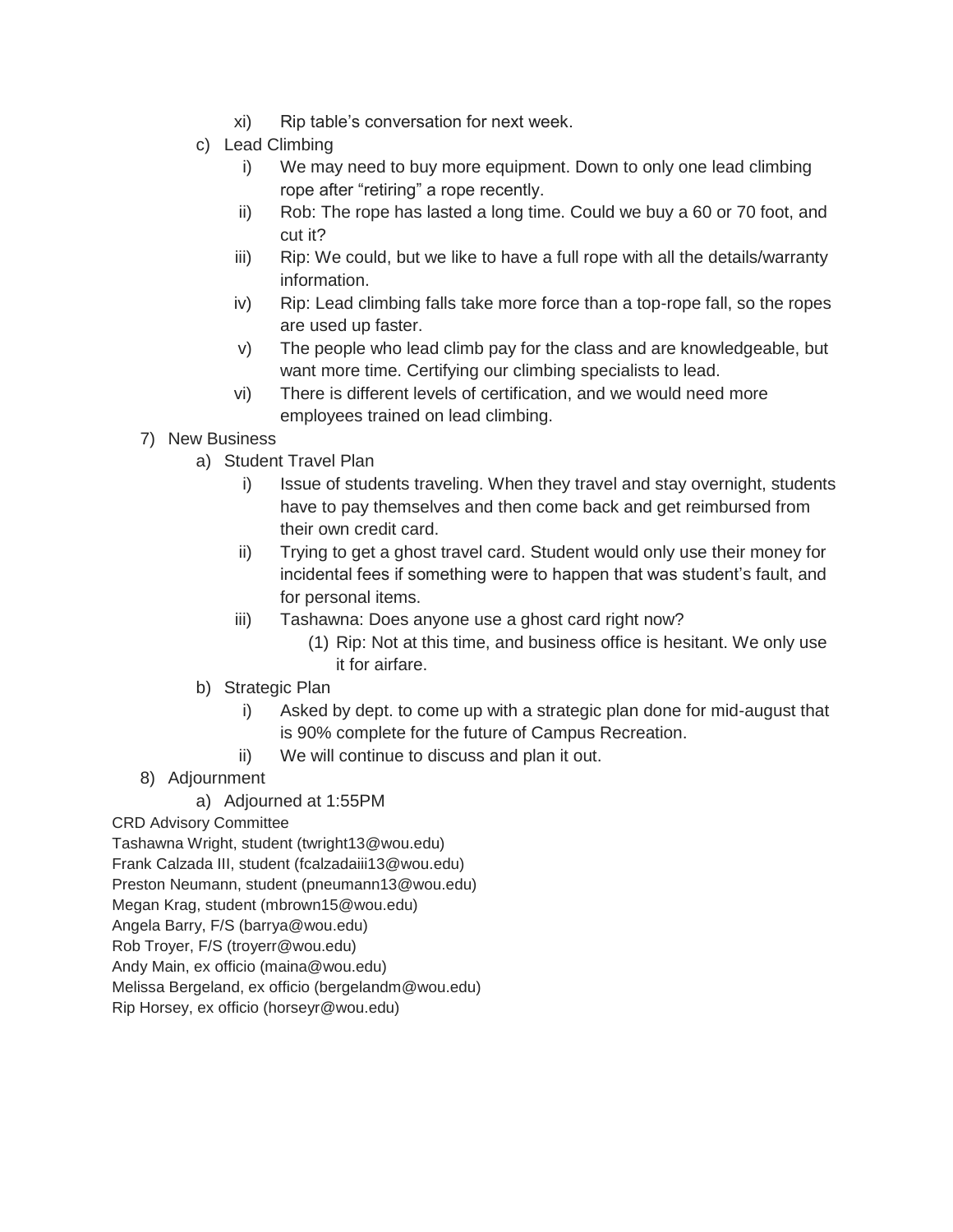xi) Rip table's conversation for next week.

  c) Lead Climbing

    i) We may need to buy more equipment. Down to only one lead climbing rope after "retiring" a rope recently.

    ii) Rob: The rope has lasted a long time. Could we buy a 60 or 70 foot, and cut it?

    iii) Rip: We could, but we like to have a full rope with all the details/warranty information.

    iv) Rip: Lead climbing falls take more force than a top-rope fall, so the ropes are used up faster.

    v) The people who lead climb pay for the class and are knowledgeable, but want more time. Certifying our climbing specialists to lead.

    vi) There is different levels of certification, and we would need more employees trained on lead climbing.

7) New Business

  a) Student Travel Plan

    i) Issue of students traveling. When they travel and stay overnight, students have to pay themselves and then come back and get reimbursed from their own credit card.

    ii) Trying to get a ghost travel card. Student would only use their money for incidental fees if something were to happen that was student's fault, and for personal items.

    iii) Tashawna: Does anyone use a ghost card right now?

      (1) Rip: Not at this time, and business office is hesitant. We only use it for airfare.

  b) Strategic Plan

    i) Asked by dept. to come up with a strategic plan done for mid-august that is 90% complete for the future of Campus Recreation.

    ii) We will continue to discuss and plan it out.

8) Adjournment

  a) Adjourned at 1:55PM

CRD Advisory Committee
Tashawna Wright, student (twright13@wou.edu)
Frank Calzada III, student (fcalzadaiii13@wou.edu)
Preston Neumann, student (pneumann13@wou.edu)
Megan Krag, student (mbrown15@wou.edu)
Angela Barry, F/S (barrya@wou.edu)
Rob Troyer, F/S (troyerr@wou.edu)
Andy Main, ex officio (maina@wou.edu)
Melissa Bergeland, ex officio (bergelandm@wou.edu)
Rip Horsey, ex officio (horseyr@wou.edu)